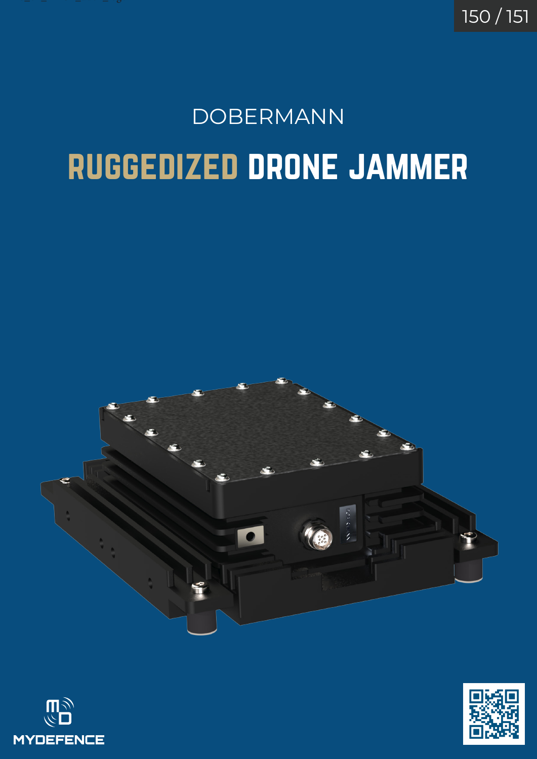DOBERMANN

# RUGGEDIZED DRONE JAMMER

MYDEFENCE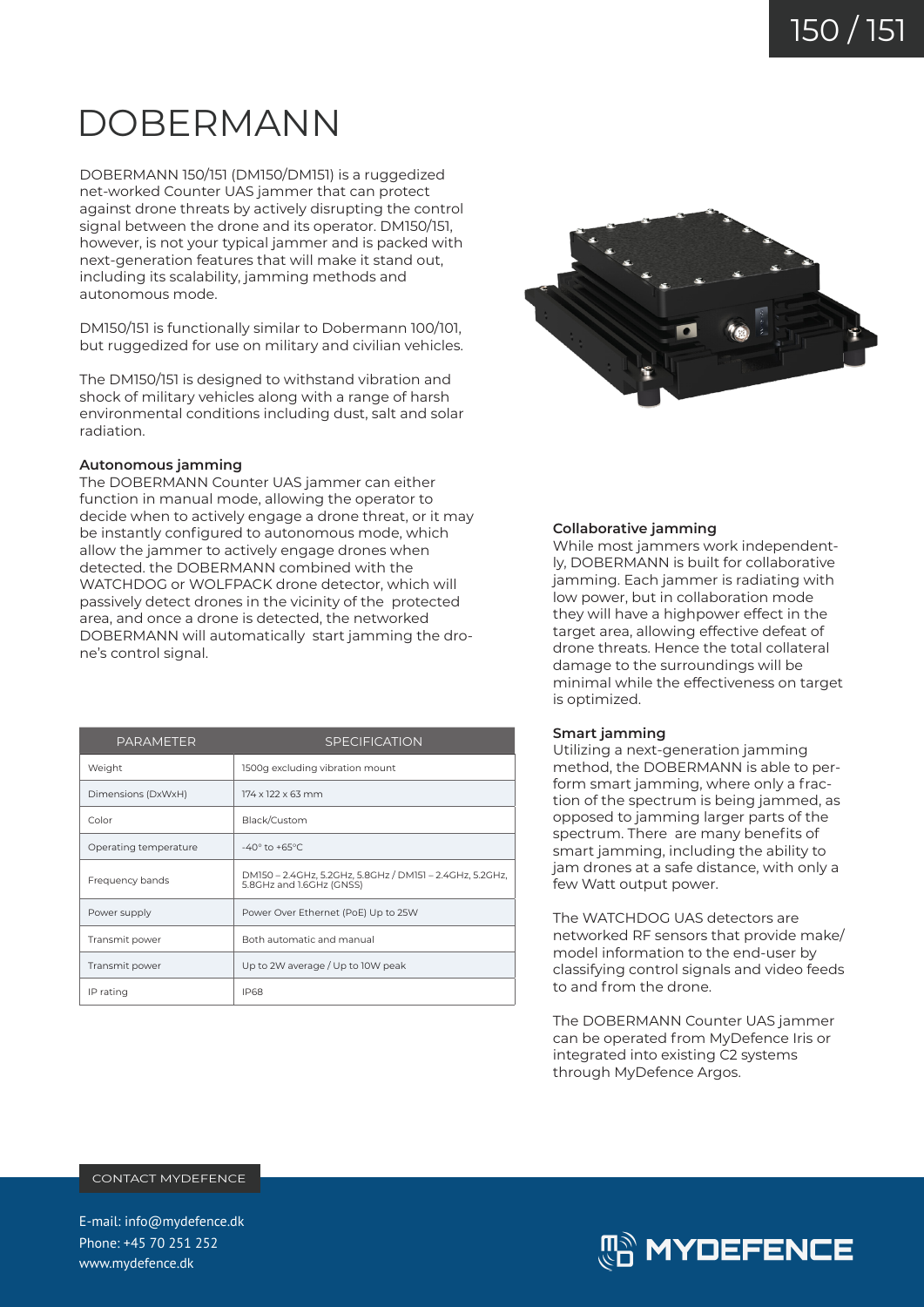# DOBERMANN

DOBERMANN 150/151 (DM150/DM151) is a ruggedized net-worked Counter UAS jammer that can protect against drone threats by actively disrupting the control signal between the drone and its operator. DM150/151, however, is not your typical jammer and is packed with next-generation features that will make it stand out, including its scalability, jamming methods and autonomous mode.

DM150/151 is functionally similar to Dobermann 100/101, but ruggedized for use on military and civilian vehicles.

The DM150/151 is designed to withstand vibration and shock of military vehicles along with a range of harsh environmental conditions including dust, salt and solar radiation.

**Autonomous jamming**
The DOBERMANN Counter UAS jammer can either function in manual mode, allowing the operator to decide when to actively engage a drone threat, or it may be instantly configured to autonomous mode, which allow the jammer to actively engage drones when detected. the DOBERMANN combined with the WATCHDOG or WOLFPACK drone detector, which will passively detect drones in the vicinity of the protected area, and once a drone is detected, the networked DOBERMANN will automatically start jamming the drone's control signal.

| PARAMETER | SPECIFICATION |
|---|---|
| Weight | 1500g excluding vibration mount |
| Dimensions (DxWxH) | 174 x 122 x 63 mm |
| Color | Black/Custom |
| Operating temperature | -40° to +65°C |
| Frequency bands | DM150 – 2.4GHz, 5.2GHz, 5.8GHz / DM151 – 2.4GHz, 5.2GHz, 5.8GHz and 1.6GHz (GNSS) |
| Power supply | Power Over Ethernet (PoE) Up to 25W |
| Transmit power | Both automatic and manual |
| Transmit power | Up to 2W average / Up to 10W peak |
| IP rating | IP68 |

**Collaborative jamming**
While most jammers work independently, DOBERMANN is built for collaborative jamming. Each jammer is radiating with low power, but in collaboration mode they will have a highpower effect in the target area, allowing effective defeat of drone threats. Hence the total collateral damage to the surroundings will be minimal while the effectiveness on target is optimized.

**Smart jamming**
Utilizing a next-generation jamming method, the DOBERMANN is able to perform smart jamming, where only a fraction of the spectrum is being jammed, as opposed to jamming larger parts of the spectrum. There are many benefits of smart jamming, including the ability to jam drones at a safe distance, with only a few Watt output power.

The WATCHDOG UAS detectors are networked RF sensors that provide make/model information to the end-user by classifying control signals and video feeds to and from the drone.

The DOBERMANN Counter UAS jammer can be operated from MyDefence Iris or integrated into existing C2 systems through MyDefence Argos.

CONTACT MYDEFENCE

E-mail: info@mydefence.dk
Phone: +45 70 251 252
www.mydefence.dk

MYDEFENCE